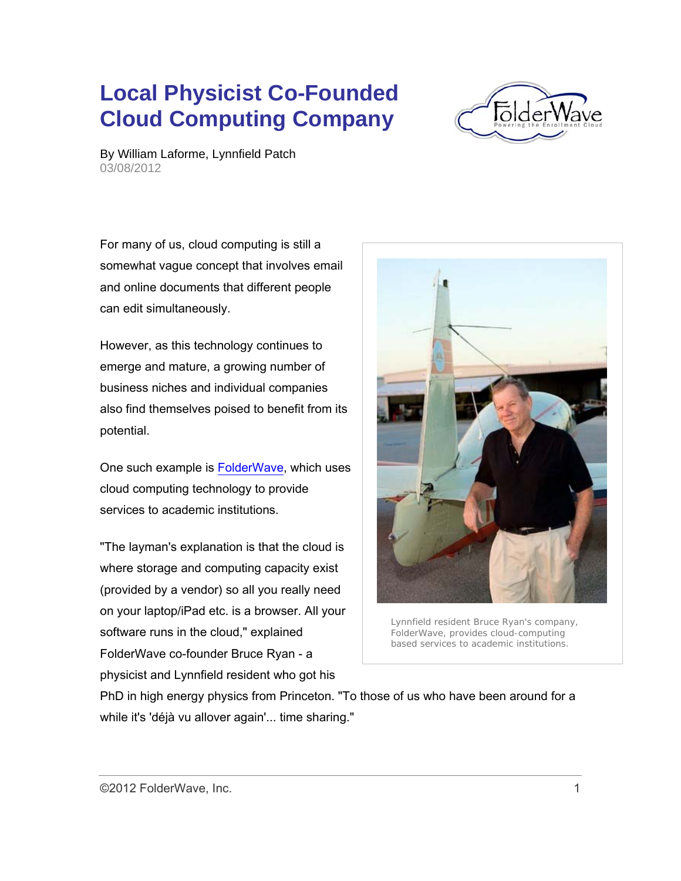# Local Physicist Co-Founded Cloud Computing Company

By William Laforme, Lynnfield Patch
03/08/2012

For many of us, cloud computing is still a somewhat vague concept that involves email and online documents that different people can edit simultaneously.

However, as this technology continues to emerge and mature, a growing number of business niches and individual companies also find themselves poised to benefit from its potential.

One such example is FolderWave, which uses cloud computing technology to provide services to academic institutions.

Lynnfield resident Bruce Ryan's company, FolderWave, provides cloud-computing based services to academic institutions.

"The layman's explanation is that the cloud is where storage and computing capacity exist (provided by a vendor) so all you really need on your laptop/iPad etc. is a browser. All your software runs in the cloud," explained FolderWave co-founder Bruce Ryan - a physicist and Lynnfield resident who got his PhD in high energy physics from Princeton. "To those of us who have been around for a while it's 'déjà vu allover again'... time sharing."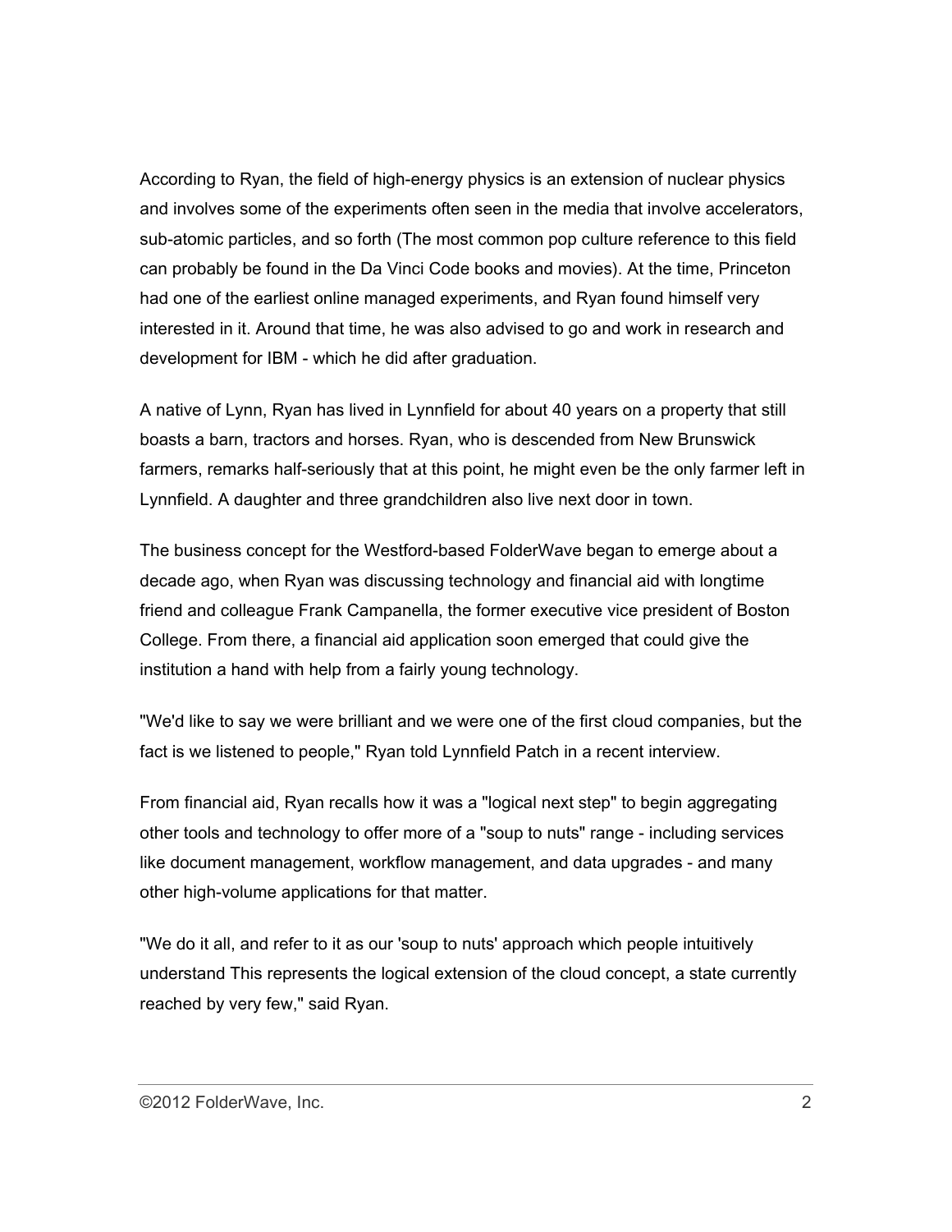According to Ryan, the field of high-energy physics is an extension of nuclear physics and involves some of the experiments often seen in the media that involve accelerators, sub-atomic particles, and so forth (The most common pop culture reference to this field can probably be found in the Da Vinci Code books and movies). At the time, Princeton had one of the earliest online managed experiments, and Ryan found himself very interested in it. Around that time, he was also advised to go and work in research and development for IBM - which he did after graduation.

A native of Lynn, Ryan has lived in Lynnfield for about 40 years on a property that still boasts a barn, tractors and horses. Ryan, who is descended from New Brunswick farmers, remarks half-seriously that at this point, he might even be the only farmer left in Lynnfield. A daughter and three grandchildren also live next door in town.

The business concept for the Westford-based FolderWave began to emerge about a decade ago, when Ryan was discussing technology and financial aid with longtime friend and colleague Frank Campanella, the former executive vice president of Boston College. From there, a financial aid application soon emerged that could give the institution a hand with help from a fairly young technology.

"We'd like to say we were brilliant and we were one of the first cloud companies, but the fact is we listened to people," Ryan told Lynnfield Patch in a recent interview.

From financial aid, Ryan recalls how it was a "logical next step" to begin aggregating other tools and technology to offer more of a "soup to nuts" range - including services like document management, workflow management, and data upgrades - and many other high-volume applications for that matter.

"We do it all, and refer to it as our 'soup to nuts' approach which people intuitively understand This represents the logical extension of the cloud concept, a state currently reached by very few," said Ryan.

©2012 FolderWave, Inc.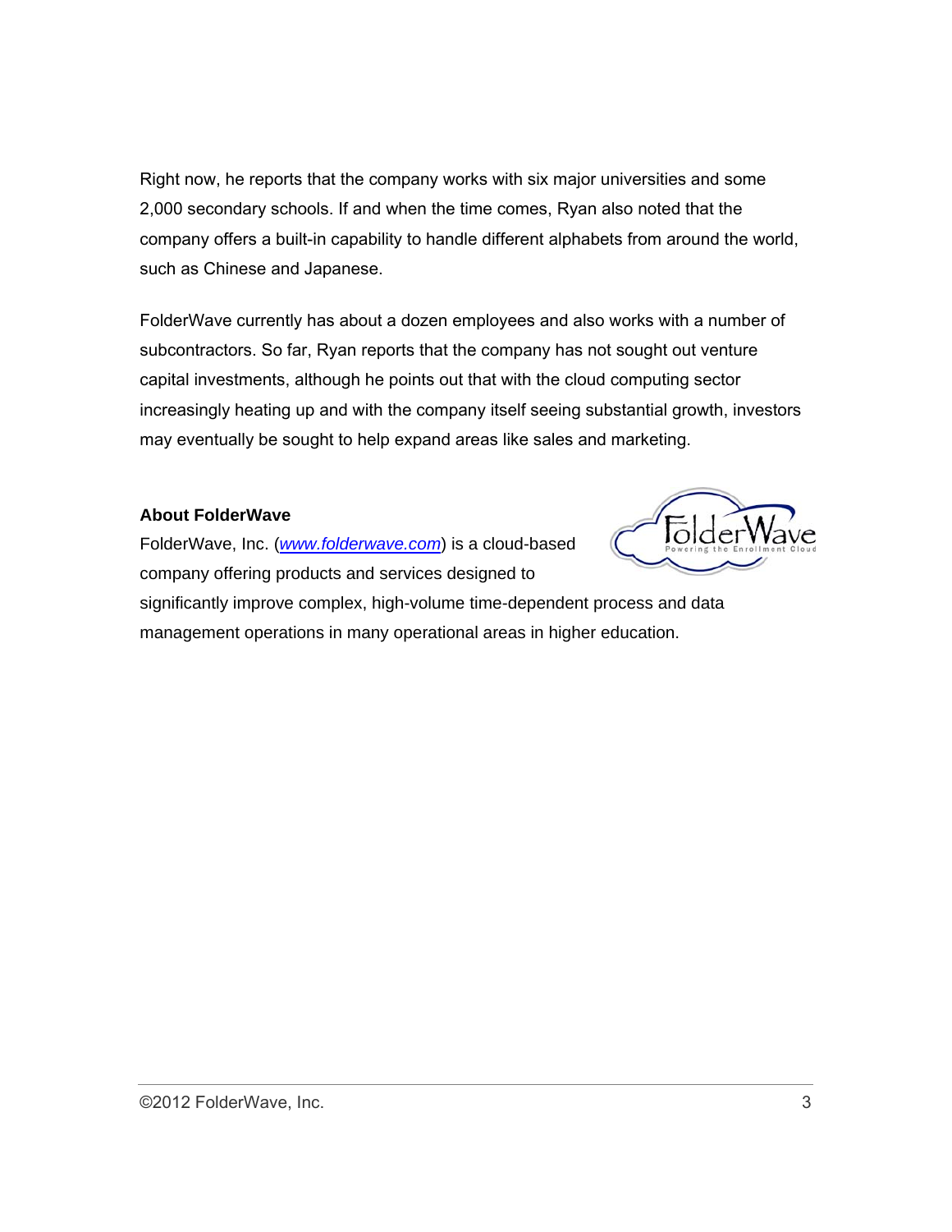Right now, he reports that the company works with six major universities and some 2,000 secondary schools. If and when the time comes, Ryan also noted that the company offers a built-in capability to handle different alphabets from around the world, such as Chinese and Japanese.

FolderWave currently has about a dozen employees and also works with a number of subcontractors. So far, Ryan reports that the company has not sought out venture capital investments, although he points out that with the cloud computing sector increasingly heating up and with the company itself seeing substantial growth, investors may eventually be sought to help expand areas like sales and marketing.

**About FolderWave**

FolderWave, Inc. (*www.folderwave.com*) is a cloud-based company offering products and services designed to significantly improve complex, high-volume time-dependent process and data management operations in many operational areas in higher education.